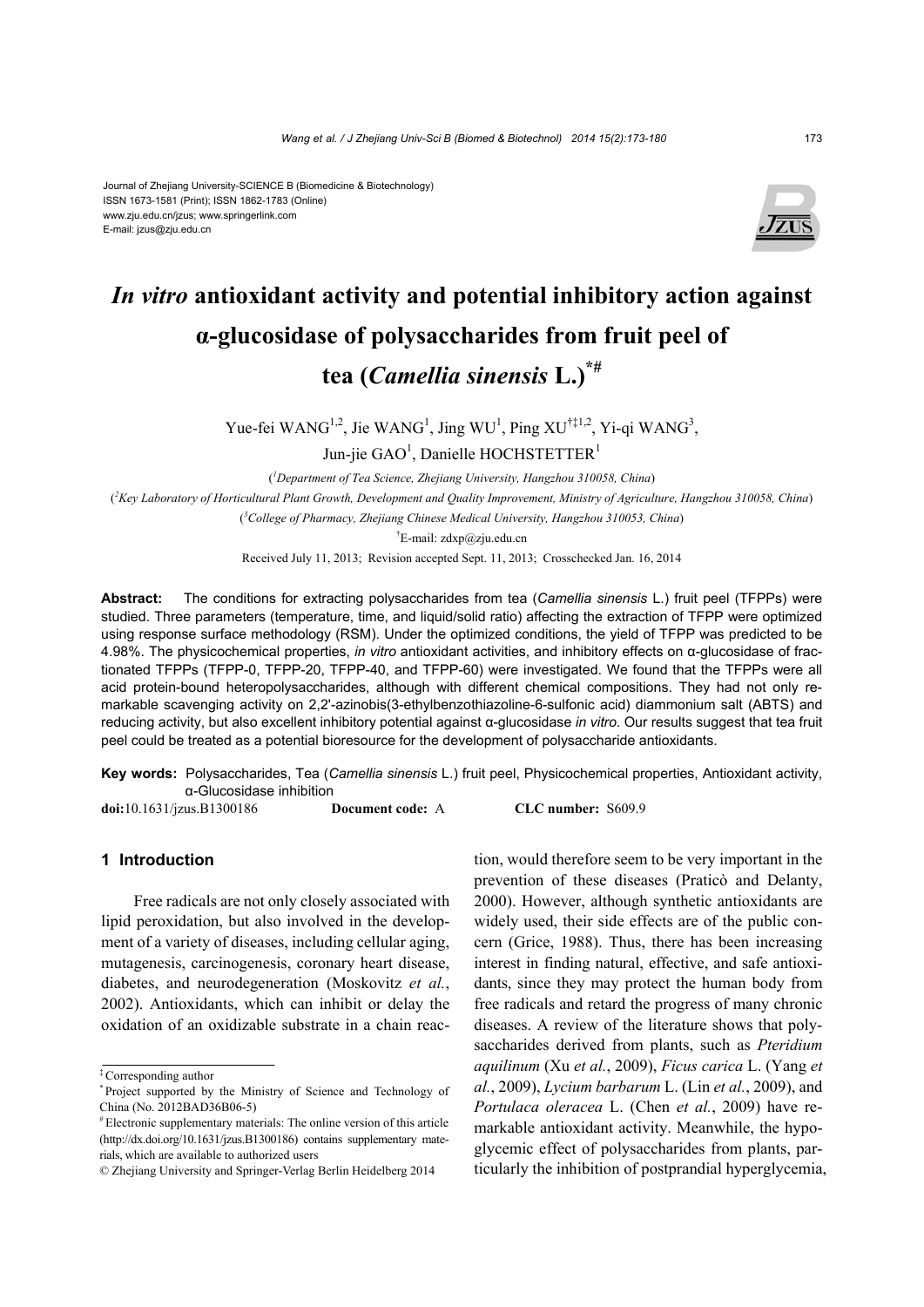Journal of Zhejiang University-SCIENCE B (Biomedicine & Biotechnology)
ISSN 1673-1581 (Print); ISSN 1862-1783 (Online)
www.zju.edu.cn/jzus; www.springerlink.com
E-mail: jzus@zju.edu.cn

# *In vitro* antioxidant activity and potential inhibitory action against α-glucosidase of polysaccharides from fruit peel of tea (*Camellia sinensis* L.)[*#]

Yue-fei WANG[1,2], Jie WANG[1], Jing WU[1], Ping XU[†‡1,2], Yi-qi WANG[3], Jun-jie GAO[1], Danielle HOCHSTETTER[1]

([1]*Department of Tea Science, Zhejiang University, Hangzhou 310058, China*)

([2]*Key Laboratory of Horticultural Plant Growth, Development and Quality Improvement, Ministry of Agriculture, Hangzhou 310058, China*)

([3]*College of Pharmacy, Zhejiang Chinese Medical University, Hangzhou 310053, China*)

[†]E-mail: zdxp@zju.edu.cn

Received July 11, 2013; Revision accepted Sept. 11, 2013; Crosschecked Jan. 16, 2014

**Abstract:** The conditions for extracting polysaccharides from tea (*Camellia sinensis* L.) fruit peel (TFPPs) were studied. Three parameters (temperature, time, and liquid/solid ratio) affecting the extraction of TFPP were optimized using response surface methodology (RSM). Under the optimized conditions, the yield of TFPP was predicted to be 4.98%. The physicochemical properties, *in vitro* antioxidant activities, and inhibitory effects on α-glucosidase of fractionated TFPPs (TFPP-0, TFPP-20, TFPP-40, and TFPP-60) were investigated. We found that the TFPPs were all acid protein-bound heteropolysaccharides, although with different chemical compositions. They had not only remarkable scavenging activity on 2,2'-azinobis(3-ethylbenzothiazoline-6-sulfonic acid) diammonium salt (ABTS) and reducing activity, but also excellent inhibitory potential against α-glucosidase *in vitro*. Our results suggest that tea fruit peel could be treated as a potential bioresource for the development of polysaccharide antioxidants.

**Key words:** Polysaccharides, Tea (*Camellia sinensis* L.) fruit peel, Physicochemical properties, Antioxidant activity, α-Glucosidase inhibition

**doi:**10.1631/jzus.B1300186 **Document code:** A **CLC number:** S609.9

## 1 Introduction

Free radicals are not only closely associated with lipid peroxidation, but also involved in the development of a variety of diseases, including cellular aging, mutagenesis, carcinogenesis, coronary heart disease, diabetes, and neurodegeneration (Moskovitz *et al.*, 2002). Antioxidants, which can inhibit or delay the oxidation of an oxidizable substrate in a chain reaction, would therefore seem to be very important in the prevention of these diseases (Praticò and Delanty, 2000). However, although synthetic antioxidants are widely used, their side effects are of the public concern (Grice, 1988). Thus, there has been increasing interest in finding natural, effective, and safe antioxidants, since they may protect the human body from free radicals and retard the progress of many chronic diseases. A review of the literature shows that polysaccharides derived from plants, such as *Pteridium aquilinum* (Xu *et al.*, 2009), *Ficus carica* L. (Yang *et al.*, 2009), *Lycium barbarum* L. (Lin *et al.*, 2009), and *Portulaca oleracea* L. (Chen *et al.*, 2009) have remarkable antioxidant activity. Meanwhile, the hypoglycemic effect of polysaccharides from plants, particularly the inhibition of postprandial hyperglycemia,

---

[‡] Corresponding author

[*] Project supported by the Ministry of Science and Technology of China (No. 2012BAD36B06-5)

[#] Electronic supplementary materials: The online version of this article (http://dx.doi.org/10.1631/jzus.B1300186) contains supplementary materials, which are available to authorized users

© Zhejiang University and Springer-Verlag Berlin Heidelberg 2014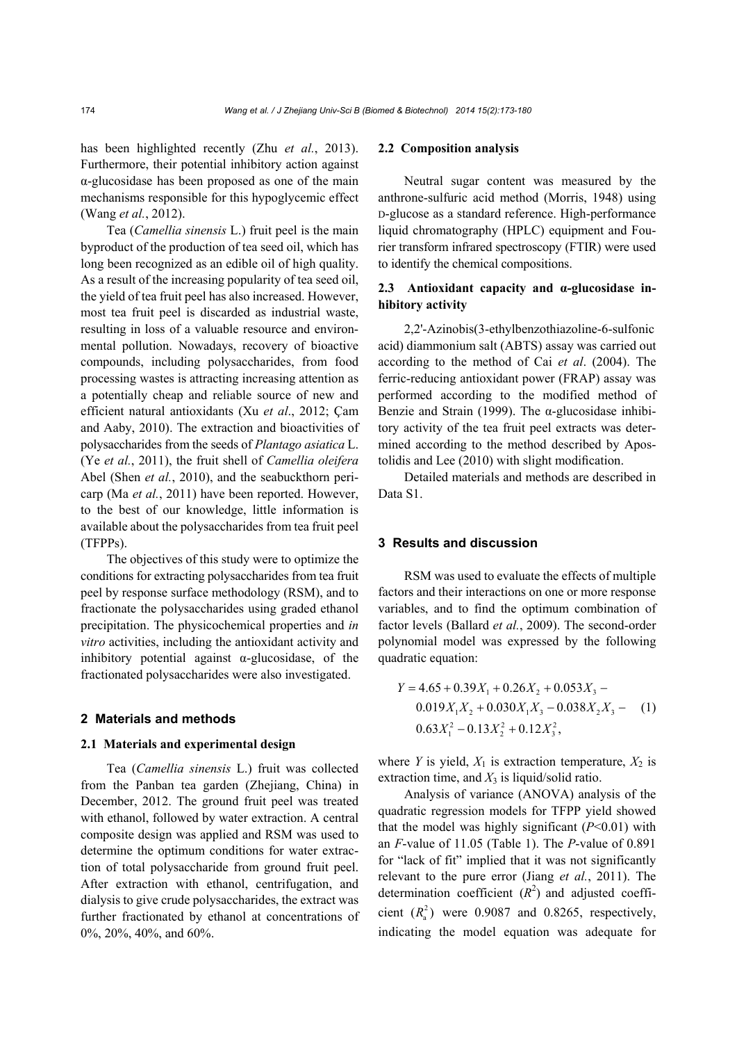has been highlighted recently (Zhu *et al.*, 2013). Furthermore, their potential inhibitory action against α-glucosidase has been proposed as one of the main mechanisms responsible for this hypoglycemic effect (Wang *et al.*, 2012).

Tea (*Camellia sinensis* L.) fruit peel is the main byproduct of the production of tea seed oil, which has long been recognized as an edible oil of high quality. As a result of the increasing popularity of tea seed oil, the yield of tea fruit peel has also increased. However, most tea fruit peel is discarded as industrial waste, resulting in loss of a valuable resource and environmental pollution. Nowadays, recovery of bioactive compounds, including polysaccharides, from food processing wastes is attracting increasing attention as a potentially cheap and reliable source of new and efficient natural antioxidants (Xu *et al*., 2012; Çam and Aaby, 2010). The extraction and bioactivities of polysaccharides from the seeds of *Plantago asiatica* L. (Ye *et al.*, 2011), the fruit shell of *Camellia oleifera* Abel (Shen *et al.*, 2010), and the seabuckthorn pericarp (Ma *et al.*, 2011) have been reported. However, to the best of our knowledge, little information is available about the polysaccharides from tea fruit peel (TFPPs).

The objectives of this study were to optimize the conditions for extracting polysaccharides from tea fruit peel by response surface methodology (RSM), and to fractionate the polysaccharides using graded ethanol precipitation. The physicochemical properties and *in vitro* activities, including the antioxidant activity and inhibitory potential against α-glucosidase, of the fractionated polysaccharides were also investigated.

## 2 Materials and methods

### 2.1 Materials and experimental design

Tea (*Camellia sinensis* L.) fruit was collected from the Panban tea garden (Zhejiang, China) in December, 2012. The ground fruit peel was treated with ethanol, followed by water extraction. A central composite design was applied and RSM was used to determine the optimum conditions for water extraction of total polysaccharide from ground fruit peel. After extraction with ethanol, centrifugation, and dialysis to give crude polysaccharides, the extract was further fractionated by ethanol at concentrations of 0%, 20%, 40%, and 60%.

### 2.2 Composition analysis

Neutral sugar content was measured by the anthrone-sulfuric acid method (Morris, 1948) using D-glucose as a standard reference. High-performance liquid chromatography (HPLC) equipment and Fourier transform infrared spectroscopy (FTIR) were used to identify the chemical compositions.

### 2.3 Antioxidant capacity and α-glucosidase inhibitory activity

2,2'-Azinobis(3-ethylbenzothiazoline-6-sulfonic acid) diammonium salt (ABTS) assay was carried out according to the method of Cai *et al*. (2004). The ferric-reducing antioxidant power (FRAP) assay was performed according to the modified method of Benzie and Strain (1999). The α-glucosidase inhibitory activity of the tea fruit peel extracts was determined according to the method described by Apostolidis and Lee (2010) with slight modification.

Detailed materials and methods are described in Data S1.

## 3 Results and discussion

RSM was used to evaluate the effects of multiple factors and their interactions on one or more response variables, and to find the optimum combination of factor levels (Ballard *et al.*, 2009). The second-order polynomial model was expressed by the following quadratic equation:

$$
\begin{aligned}
Y = {} & 4.65 + 0.39X_1 + 0.26X_2 + 0.053X_3 - \\
& 0.019X_1X_2 + 0.030X_1X_3 - 0.038X_2X_3 - \\
& 0.63X_1^2 - 0.13X_2^2 + 0.12X_3^2,
\end{aligned}
\tag{1}
$$

where $Y$ is yield, $X_1$ is extraction temperature, $X_2$ is extraction time, and $X_3$ is liquid/solid ratio.

Analysis of variance (ANOVA) analysis of the quadratic regression models for TFPP yield showed that the model was highly significant ($P<0.01$) with an $F$-value of 11.05 (Table 1). The $P$-value of 0.891 for "lack of fit" implied that it was not significantly relevant to the pure error (Jiang *et al.*, 2011). The determination coefficient ($R^2$) and adjusted coefficient ($R_a^2$) were 0.9087 and 0.8265, respectively, indicating the model equation was adequate for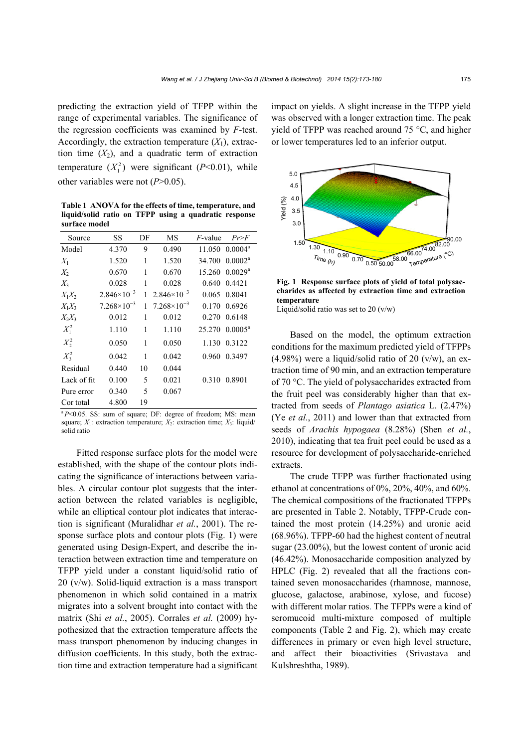predicting the extraction yield of TFPP within the range of experimental variables. The significance of the regression coefficients was examined by *F*-test. Accordingly, the extraction temperature ($X_1$), extraction time ($X_2$), and a quadratic term of extraction temperature ($X_1^2$) were significant ($P$<0.01), while other variables were not ($P$>0.05).

**Table 1 ANOVA for the effects of time, temperature, and liquid/solid ratio on TFPP using a quadratic response surface model**

| Source | SS | DF | MS | *F*-value | *Pr*>*F* |
|---|---|---|---|---|---|
| Model | 4.370 | 9 | 0.490 | 11.050 | 0.0004[a] |
| $X_1$ | 1.520 | 1 | 1.520 | 34.700 | 0.0002[a] |
| $X_2$ | 0.670 | 1 | 0.670 | 15.260 | 0.0029[a] |
| $X_3$ | 0.028 | 1 | 0.028 | 0.640 | 0.4421 |
| $X_1X_2$ | $2.846\times10^{-3}$ | 1 | $2.846\times10^{-3}$ | 0.065 | 0.8041 |
| $X_1X_3$ | $7.268\times10^{-3}$ | 1 | $7.268\times10^{-3}$ | 0.170 | 0.6926 |
| $X_2X_3$ | 0.012 | 1 | 0.012 | 0.270 | 0.6148 |
| $X_1^2$ | 1.110 | 1 | 1.110 | 25.270 | 0.0005[a] |
| $X_2^2$ | 0.050 | 1 | 0.050 | 1.130 | 0.3122 |
| $X_3^2$ | 0.042 | 1 | 0.042 | 0.960 | 0.3497 |
| Residual | 0.440 | 10 | 0.044 | | |
| Lack of fit | 0.100 | 5 | 0.021 | 0.310 | 0.8901 |
| Pure error | 0.340 | 5 | 0.067 | | |
| Cor total | 4.800 | 19 | | | |

[a] $P$<0.05. SS: sum of square; DF: degree of freedom; MS: mean square; $X_1$: extraction temperature; $X_2$: extraction time; $X_3$: liquid/solid ratio

Fitted response surface plots for the model were established, with the shape of the contour plots indicating the significance of interactions between variables. A circular contour plot suggests that the interaction between the related variables is negligible, while an elliptical contour plot indicates that interaction is significant (Muralidhar *et al.*, 2001). The response surface plots and contour plots (Fig. 1) were generated using Design-Expert, and describe the interaction between extraction time and temperature on TFPP yield under a constant liquid/solid ratio of 20 (v/w). Solid-liquid extraction is a mass transport phenomenon in which solid contained in a matrix migrates into a solvent brought into contact with the matrix (Shi *et al.*, 2005). Corrales *et al.* (2009) hypothesized that the extraction temperature affects the mass transport phenomenon by inducing changes in diffusion coefficients. In this study, both the extraction time and extraction temperature had a significant impact on yields. A slight increase in the TFPP yield was observed with a longer extraction time. The peak yield of TFPP was reached around 75 °C, and higher or lower temperatures led to an inferior output.

**Fig. 1 Response surface plots of yield of total polysaccharides as affected by extraction time and extraction temperature**
Liquid/solid ratio was set to 20 (v/w)

Based on the model, the optimum extraction conditions for the maximum predicted yield of TFPPs (4.98%) were a liquid/solid ratio of 20 (v/w), an extraction time of 90 min, and an extraction temperature of 70 °C. The yield of polysaccharides extracted from the fruit peel was considerably higher than that extracted from seeds of *Plantago asiatica* L. (2.47%) (Ye *et al.*, 2011) and lower than that extracted from seeds of *Arachis hypogaea* (8.28%) (Shen *et al.*, 2010), indicating that tea fruit peel could be used as a resource for development of polysaccharide-enriched extracts.

The crude TFPP was further fractionated using ethanol at concentrations of 0%, 20%, 40%, and 60%. The chemical compositions of the fractionated TFPPs are presented in Table 2. Notably, TFPP-Crude contained the most protein (14.25%) and uronic acid (68.96%). TFPP-60 had the highest content of neutral sugar (23.00%), but the lowest content of uronic acid (46.42%). Monosaccharide composition analyzed by HPLC (Fig. 2) revealed that all the fractions contained seven monosaccharides (rhamnose, mannose, glucose, galactose, arabinose, xylose, and fucose) with different molar ratios. The TFPPs were a kind of seromucoid multi-mixture composed of multiple components (Table 2 and Fig. 2), which may create differences in primary or even high level structure, and affect their bioactivities (Srivastava and Kulshreshtha, 1989).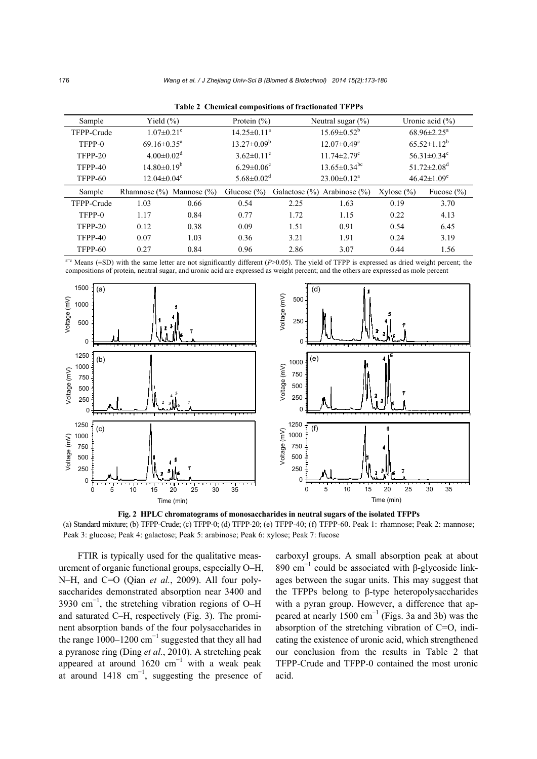**Table 2 Chemical compositions of fractionated TFPPs**

| Sample | Yield (%) | Protein (%) | Neutral sugar (%) | Uronic acid (%) |
|---|---|---|---|---|
| TFPP-Crude | 1.07±0.21[e] | 14.25±0.11[a] | 15.69±0.52[b] | 68.96±2.25[a] |
| TFPP-0 | 69.16±0.35[a] | 13.27±0.09[b] | 12.07±0.49[c] | 65.52±1.12[b] |
| TFPP-20 | 4.00±0.02[d] | 3.62±0.11[e] | 11.74±2.79[c] | 56.31±0.34[c] |
| TFPP-40 | 14.80±0.19[b] | 6.29±0.06[c] | 13.65±0.34[bc] | 51.72±2.08[d] |
| TFPP-60 | 12.04±0.04[c] | 5.68±0.02[d] | 23.00±0.12[a] | 46.42±1.09[e] |

| Sample | Rhamnose (%) | Mannose (%) | Glucose (%) | Galactose (%) | Arabinose (%) | Xylose (%) | Fucose (%) |
|---|---|---|---|---|---|---|---|
| TFPP-Crude | 1.03 | 0.66 | 0.54 | 2.25 | 1.63 | 0.19 | 3.70 |
| TFPP-0 | 1.17 | 0.84 | 0.77 | 1.72 | 1.15 | 0.22 | 4.13 |
| TFPP-20 | 0.12 | 0.38 | 0.09 | 1.51 | 0.91 | 0.54 | 6.45 |
| TFPP-40 | 0.07 | 1.03 | 0.36 | 3.21 | 1.91 | 0.24 | 3.19 |
| TFPP-60 | 0.27 | 0.84 | 0.96 | 2.86 | 3.07 | 0.44 | 1.56 |

[a–e] Means (±SD) with the same letter are not significantly different ($P$>0.05). The yield of TFPP is expressed as dried weight percent; the compositions of protein, neutral sugar, and uronic acid are expressed as weight percent; and the others are expressed as mole percent

**Fig. 2 HPLC chromatograms of monosaccharides in neutral sugars of the isolated TFPPs**
(a) Standard mixture; (b) TFPP-Crude; (c) TFPP-0; (d) TFPP-20; (e) TFPP-40; (f) TFPP-60. Peak 1: rhamnose; Peak 2: mannose; Peak 3: glucose; Peak 4: galactose; Peak 5: arabinose; Peak 6: xylose; Peak 7: fucose

FTIR is typically used for the qualitative measurement of organic functional groups, especially O–H, N–H, and C=O (Qian *et al.*, 2009). All four polysaccharides demonstrated absorption near 3400 and 3930 $cm^{-1}$, the stretching vibration regions of O–H and saturated C–H, respectively (Fig. 3). The prominent absorption bands of the four polysaccharides in the range 1000–1200 $cm^{-1}$ suggested that they all had a pyranose ring (Ding *et al.*, 2010). A stretching peak appeared at around 1620 $cm^{-1}$ with a weak peak at around 1418 $cm^{-1}$, suggesting the presence of carboxyl groups. A small absorption peak at about 890 $cm^{-1}$ could be associated with β-glycoside linkages between the sugar units. This may suggest that the TFPPs belong to β-type heteropolysaccharides with a pyran group. However, a difference that appeared at nearly 1500 $cm^{-1}$ (Figs. 3a and 3b) was the absorption of the stretching vibration of C=O, indicating the existence of uronic acid, which strengthened our conclusion from the results in Table 2 that TFPP-Crude and TFPP-0 contained the most uronic acid.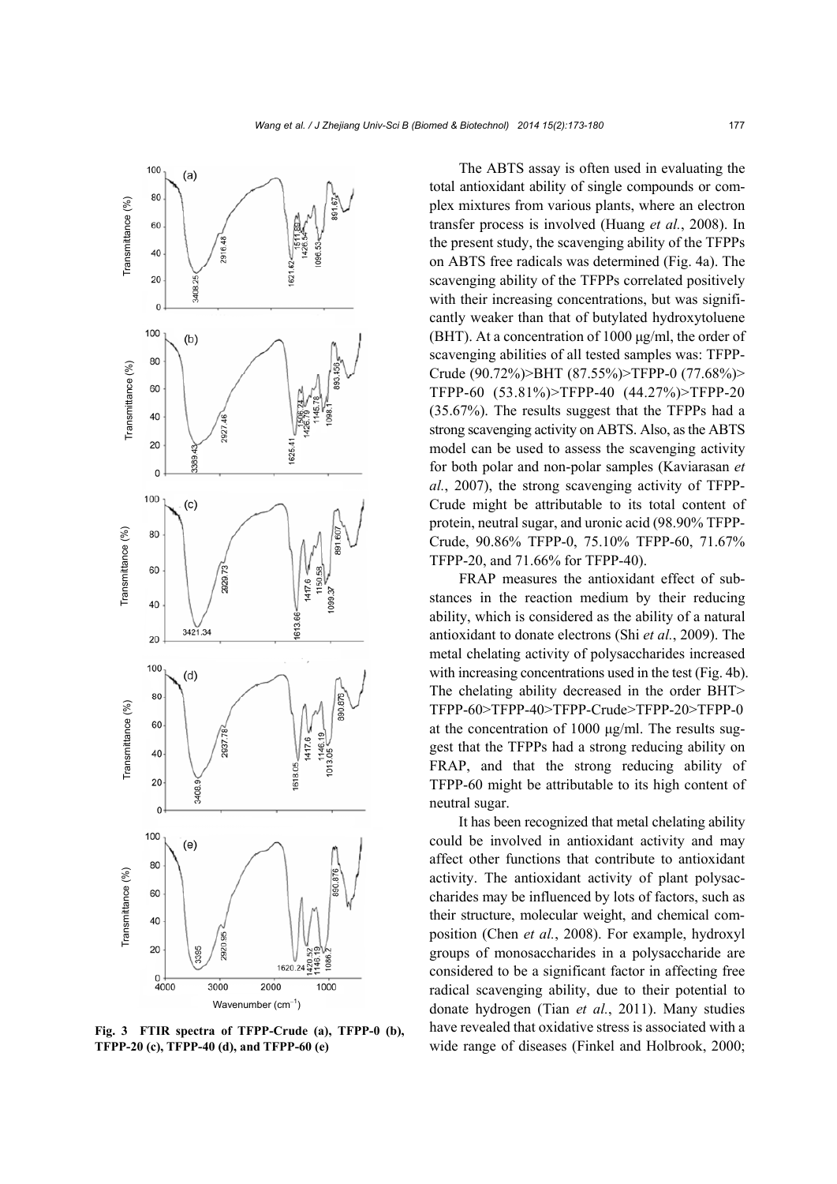Fig. 3 FTIR spectra of TFPP-Crude (a), TFPP-0 (b), TFPP-20 (c), TFPP-40 (d), and TFPP-60 (e)

The ABTS assay is often used in evaluating the total antioxidant ability of single compounds or complex mixtures from various plants, where an electron transfer process is involved (Huang *et al.*, 2008). In the present study, the scavenging ability of the TFPPs on ABTS free radicals was determined (Fig. 4a). The scavenging ability of the TFPPs correlated positively with their increasing concentrations, but was significantly weaker than that of butylated hydroxytoluene (BHT). At a concentration of 1000 μg/ml, the order of scavenging abilities of all tested samples was: TFPP-Crude (90.72%)>BHT (87.55%)>TFPP-0 (77.68%)> TFPP-60 (53.81%)>TFPP-40 (44.27%)>TFPP-20 (35.67%). The results suggest that the TFPPs had a strong scavenging activity on ABTS. Also, as the ABTS model can be used to assess the scavenging activity for both polar and non-polar samples (Kaviarasan *et al.*, 2007), the strong scavenging activity of TFPP-Crude might be attributable to its total content of protein, neutral sugar, and uronic acid (98.90% TFPP-Crude, 90.86% TFPP-0, 75.10% TFPP-60, 71.67% TFPP-20, and 71.66% for TFPP-40).

FRAP measures the antioxidant effect of substances in the reaction medium by their reducing ability, which is considered as the ability of a natural antioxidant to donate electrons (Shi *et al.*, 2009). The metal chelating activity of polysaccharides increased with increasing concentrations used in the test (Fig. 4b). The chelating ability decreased in the order BHT> TFPP-60>TFPP-40>TFPP-Crude>TFPP-20>TFPP-0 at the concentration of 1000 μg/ml. The results suggest that the TFPPs had a strong reducing ability on FRAP, and that the strong reducing ability of TFPP-60 might be attributable to its high content of neutral sugar.

It has been recognized that metal chelating ability could be involved in antioxidant activity and may affect other functions that contribute to antioxidant activity. The antioxidant activity of plant polysaccharides may be influenced by lots of factors, such as their structure, molecular weight, and chemical composition (Chen *et al.*, 2008). For example, hydroxyl groups of monosaccharides in a polysaccharide are considered to be a significant factor in affecting free radical scavenging ability, due to their potential to donate hydrogen (Tian *et al.*, 2011). Many studies have revealed that oxidative stress is associated with a wide range of diseases (Finkel and Holbrook, 2000;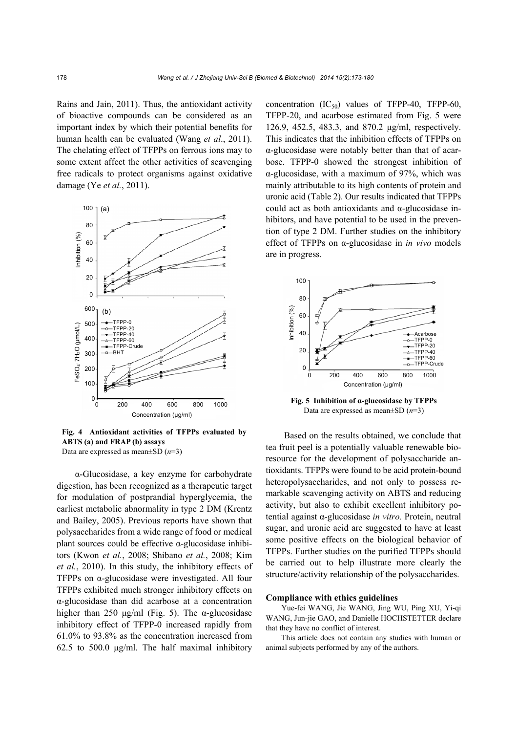Rains and Jain, 2011). Thus, the antioxidant activity of bioactive compounds can be considered as an important index by which their potential benefits for human health can be evaluated (Wang *et al*., 2011). The chelating effect of TFPPs on ferrous ions may to some extent affect the other activities of scavenging free radicals to protect organisms against oxidative damage (Ye *et al.*, 2011).

**Fig. 4 Antioxidant activities of TFPPs evaluated by ABTS (a) and FRAP (b) assays**
Data are expressed as mean±SD ($n$=3)

α-Glucosidase, a key enzyme for carbohydrate digestion, has been recognized as a therapeutic target for modulation of postprandial hyperglycemia, the earliest metabolic abnormality in type 2 DM (Krentz and Bailey, 2005). Previous reports have shown that polysaccharides from a wide range of food or medical plant sources could be effective α-glucosidase inhibitors (Kwon *et al.*, 2008; Shibano *et al.*, 2008; Kim *et al.*, 2010). In this study, the inhibitory effects of TFPPs on α-glucosidase were investigated. All four TFPPs exhibited much stronger inhibitory effects on α-glucosidase than did acarbose at a concentration higher than 250 μg/ml (Fig. 5). The α-glucosidase inhibitory effect of TFPP-0 increased rapidly from 61.0% to 93.8% as the concentration increased from 62.5 to 500.0 μg/ml. The half maximal inhibitory concentration ($IC_{50}$) values of TFPP-40, TFPP-60, TFPP-20, and acarbose estimated from Fig. 5 were 126.9, 452.5, 483.3, and 870.2 μg/ml, respectively. This indicates that the inhibition effects of TFPPs on α-glucosidase were notably better than that of acarbose. TFPP-0 showed the strongest inhibition of α-glucosidase, with a maximum of 97%, which was mainly attributable to its high contents of protein and uronic acid (Table 2). Our results indicated that TFPPs could act as both antioxidants and α-glucosidase inhibitors, and have potential to be used in the prevention of type 2 DM. Further studies on the inhibitory effect of TFPPs on α-glucosidase in *in vivo* models are in progress.

**Fig. 5 Inhibition of α-glucosidase by TFPPs**
Data are expressed as mean±SD ($n$=3)

Based on the results obtained, we conclude that tea fruit peel is a potentially valuable renewable bioresource for the development of polysaccharide antioxidants. TFPPs were found to be acid protein-bound heteropolysaccharides, and not only to possess remarkable scavenging activity on ABTS and reducing activity, but also to exhibit excellent inhibitory potential against α-glucosidase *in vitro.* Protein, neutral sugar, and uronic acid are suggested to have at least some positive effects on the biological behavior of TFPPs. Further studies on the purified TFPPs should be carried out to help illustrate more clearly the structure/activity relationship of the polysaccharides.

**Compliance with ethics guidelines**

Yue-fei WANG, Jie WANG, Jing WU, Ping XU, Yi-qi WANG, Jun-jie GAO, and Danielle HOCHSTETTER declare that they have no conflict of interest.

This article does not contain any studies with human or animal subjects performed by any of the authors.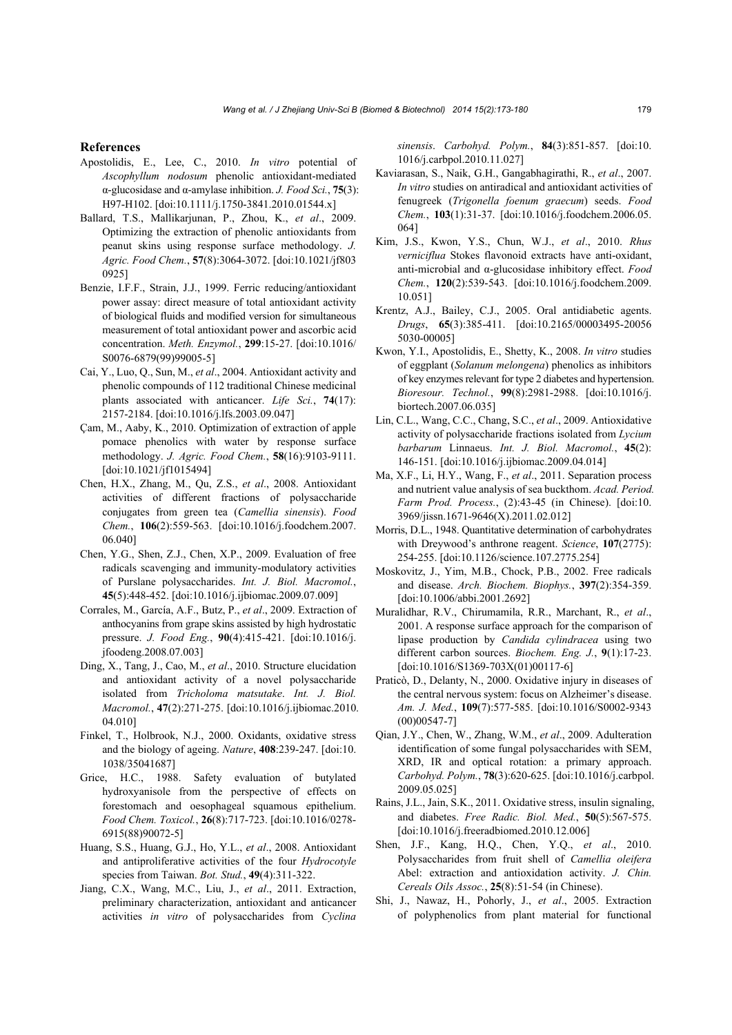## References

Apostolidis, E., Lee, C., 2010. *In vitro* potential of *Ascophyllum nodosum* phenolic antioxidant-mediated α-glucosidase and α-amylase inhibition. *J. Food Sci.*, **75**(3): H97-H102. [doi:10.1111/j.1750-3841.2010.01544.x]

Ballard, T.S., Mallikarjunan, P., Zhou, K., *et al*., 2009. Optimizing the extraction of phenolic antioxidants from peanut skins using response surface methodology. *J. Agric. Food Chem.*, **57**(8):3064-3072. [doi:10.1021/jf8030925]

Benzie, I.F.F., Strain, J.J., 1999. Ferric reducing/antioxidant power assay: direct measure of total antioxidant activity of biological fluids and modified version for simultaneous measurement of total antioxidant power and ascorbic acid concentration. *Meth. Enzymol.*, **299**:15-27. [doi:10.1016/S0076-6879(99)99005-5]

Cai, Y., Luo, Q., Sun, M., *et al*., 2004. Antioxidant activity and phenolic compounds of 112 traditional Chinese medicinal plants associated with anticancer. *Life Sci.*, **74**(17): 2157-2184. [doi:10.1016/j.lfs.2003.09.047]

Çam, M., Aaby, K., 2010. Optimization of extraction of apple pomace phenolics with water by response surface methodology. *J. Agric. Food Chem.*, **58**(16):9103-9111. [doi:10.1021/jf1015494]

Chen, H.X., Zhang, M., Qu, Z.S., *et al*., 2008. Antioxidant activities of different fractions of polysaccharide conjugates from green tea (*Camellia sinensis*). *Food Chem.*, **106**(2):559-563. [doi:10.1016/j.foodchem.2007.06.040]

Chen, Y.G., Shen, Z.J., Chen, X.P., 2009. Evaluation of free radicals scavenging and immunity-modulatory activities of Purslane polysaccharides. *Int. J. Biol. Macromol.*, **45**(5):448-452. [doi:10.1016/j.ijbiomac.2009.07.009]

Corrales, M., García, A.F., Butz, P., *et al*., 2009. Extraction of anthocyanins from grape skins assisted by high hydrostatic pressure. *J. Food Eng.*, **90**(4):415-421. [doi:10.1016/j.jfoodeng.2008.07.003]

Ding, X., Tang, J., Cao, M., *et al*., 2010. Structure elucidation and antioxidant activity of a novel polysaccharide isolated from *Tricholoma matsutake*. *Int. J. Biol. Macromol.*, **47**(2):271-275. [doi:10.1016/j.ijbiomac.2010.04.010]

Finkel, T., Holbrook, N.J., 2000. Oxidants, oxidative stress and the biology of ageing. *Nature*, **408**:239-247. [doi:10.1038/35041687]

Grice, H.C., 1988. Safety evaluation of butylated hydroxyanisole from the perspective of effects on forestomach and oesophageal squamous epithelium. *Food Chem. Toxicol.*, **26**(8):717-723. [doi:10.1016/0278-6915(88)90072-5]

Huang, S.S., Huang, G.J., Ho, Y.L., *et al*., 2008. Antioxidant and antiproliferative activities of the four *Hydrocotyle* species from Taiwan. *Bot. Stud.*, **49**(4):311-322.

Jiang, C.X., Wang, M.C., Liu, J., *et al*., 2011. Extraction, preliminary characterization, antioxidant and anticancer activities *in vitro* of polysaccharides from *Cyclina sinensis*. *Carbohyd. Polym.*, **84**(3):851-857. [doi:10.1016/j.carbpol.2010.11.027]

Kaviarasan, S., Naik, G.H., Gangabhagirathi, R., *et al*., 2007. *In vitro* studies on antiradical and antioxidant activities of fenugreek (*Trigonella foenum graecum*) seeds. *Food Chem.*, **103**(1):31-37. [doi:10.1016/j.foodchem.2006.05.064]

Kim, J.S., Kwon, Y.S., Chun, W.J., *et al*., 2010. *Rhus verniciflua* Stokes flavonoid extracts have anti-oxidant, anti-microbial and α-glucosidase inhibitory effect. *Food Chem.*, **120**(2):539-543. [doi:10.1016/j.foodchem.2009.10.051]

Krentz, A.J., Bailey, C.J., 2005. Oral antidiabetic agents. *Drugs*, **65**(3):385-411. [doi:10.2165/00003495-200565030-00005]

Kwon, Y.I., Apostolidis, E., Shetty, K., 2008. *In vitro* studies of eggplant (*Solanum melongena*) phenolics as inhibitors of key enzymes relevant for type 2 diabetes and hypertension. *Bioresour. Technol.*, **99**(8):2981-2988. [doi:10.1016/j.biortech.2007.06.035]

Lin, C.L., Wang, C.C., Chang, S.C., *et al*., 2009. Antioxidative activity of polysaccharide fractions isolated from *Lycium barbarum* Linnaeus. *Int. J. Biol. Macromol.*, **45**(2): 146-151. [doi:10.1016/j.ijbiomac.2009.04.014]

Ma, X.F., Li, H.Y., Wang, F., *et al*., 2011. Separation process and nutrient value analysis of sea buckthom. *Acad. Period. Farm Prod. Process.*, (2):43-45 (in Chinese). [doi:10.3969/jissn.1671-9646(X).2011.02.012]

Morris, D.L., 1948. Quantitative determination of carbohydrates with Dreywood's anthrone reagent. *Science*, **107**(2775): 254-255. [doi:10.1126/science.107.2775.254]

Moskovitz, J., Yim, M.B., Chock, P.B., 2002. Free radicals and disease. *Arch. Biochem. Biophys.*, **397**(2):354-359. [doi:10.1006/abbi.2001.2692]

Muralidhar, R.V., Chirumamila, R.R., Marchant, R., *et al*., 2001. A response surface approach for the comparison of lipase production by *Candida cylindracea* using two different carbon sources. *Biochem. Eng. J.*, **9**(1):17-23. [doi:10.1016/S1369-703X(01)00117-6]

Praticò, D., Delanty, N., 2000. Oxidative injury in diseases of the central nervous system: focus on Alzheimer's disease. *Am. J. Med.*, **109**(7):577-585. [doi:10.1016/S0002-9343(00)00547-7]

Qian, J.Y., Chen, W., Zhang, W.M., *et al*., 2009. Adulteration identification of some fungal polysaccharides with SEM, XRD, IR and optical rotation: a primary approach. *Carbohyd. Polym.*, **78**(3):620-625. [doi:10.1016/j.carbpol.2009.05.025]

Rains, J.L., Jain, S.K., 2011. Oxidative stress, insulin signaling, and diabetes. *Free Radic. Biol. Med.*, **50**(5):567-575. [doi:10.1016/j.freeradbiomed.2010.12.006]

Shen, J.F., Kang, H.Q., Chen, Y.Q., *et al*., 2010. Polysaccharides from fruit shell of *Camellia oleifera* Abel: extraction and antioxidation activity. *J. Chin. Cereals Oils Assoc.*, **25**(8):51-54 (in Chinese).

Shi, J., Nawaz, H., Pohorly, J., *et al*., 2005. Extraction of polyphenolics from plant material for functional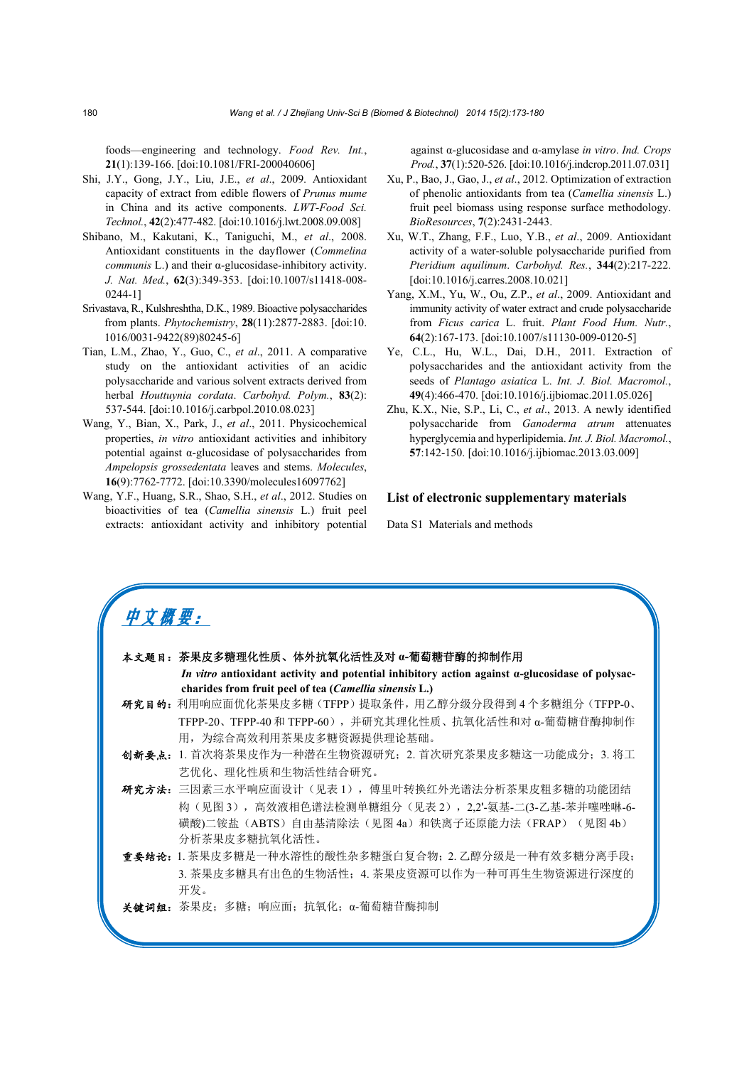foods—engineering and technology. *Food Rev. Int.*, **21**(1):139-166. [doi:10.1081/FRI-200040606]

Shi, J.Y., Gong, J.Y., Liu, J.E., *et al*., 2009. Antioxidant capacity of extract from edible flowers of *Prunus mume* in China and its active components. *LWT-Food Sci. Technol.*, **42**(2):477-482. [doi:10.1016/j.lwt.2008.09.008]

Shibano, M., Kakutani, K., Taniguchi, M., *et al*., 2008. Antioxidant constituents in the dayflower (*Commelina communis* L.) and their α-glucosidase-inhibitory activity. *J. Nat. Med.*, **62**(3):349-353. [doi:10.1007/s11418-008-0244-1]

Srivastava, R., Kulshreshtha, D.K., 1989. Bioactive polysaccharides from plants. *Phytochemistry*, **28**(11):2877-2883. [doi:10.1016/0031-9422(89)80245-6]

Tian, L.M., Zhao, Y., Guo, C., *et al*., 2011. A comparative study on the antioxidant activities of an acidic polysaccharide and various solvent extracts derived from herbal *Houttuynia cordata*. *Carbohyd. Polym.*, **83**(2):537-544. [doi:10.1016/j.carbpol.2010.08.023]

Wang, Y., Bian, X., Park, J., *et al*., 2011. Physicochemical properties, *in vitro* antioxidant activities and inhibitory potential against α-glucosidase of polysaccharides from *Ampelopsis grossedentata* leaves and stems. *Molecules*, **16**(9):7762-7772. [doi:10.3390/molecules16097762]

Wang, Y.F., Huang, S.R., Shao, S.H., *et al*., 2012. Studies on bioactivities of tea (*Camellia sinensis* L.) fruit peel extracts: antioxidant activity and inhibitory potential against α-glucosidase and α-amylase *in vitro*. *Ind. Crops Prod.*, **37**(1):520-526. [doi:10.1016/j.indcrop.2011.07.031]

Xu, P., Bao, J., Gao, J., *et al*., 2012. Optimization of extraction of phenolic antioxidants from tea (*Camellia sinensis* L.) fruit peel biomass using response surface methodology. *BioResources*, **7**(2):2431-2443.

Xu, W.T., Zhang, F.F., Luo, Y.B., *et al*., 2009. Antioxidant activity of a water-soluble polysaccharide purified from *Pteridium aquilinum*. *Carbohyd. Res.*, **344**(2):217-222. [doi:10.1016/j.carres.2008.10.021]

Yang, X.M., Yu, W., Ou, Z.P., *et al*., 2009. Antioxidant and immunity activity of water extract and crude polysaccharide from *Ficus carica* L. fruit. *Plant Food Hum. Nutr.*, **64**(2):167-173. [doi:10.1007/s11130-009-0120-5]

Ye, C.L., Hu, W.L., Dai, D.H., 2011. Extraction of polysaccharides and the antioxidant activity from the seeds of *Plantago asiatica* L. *Int. J. Biol. Macromol.*, **49**(4):466-470. [doi:10.1016/j.ijbiomac.2011.05.026]

Zhu, K.X., Nie, S.P., Li, C., *et al*., 2013. A newly identified polysaccharide from *Ganoderma atrum* attenuates hyperglycemia and hyperlipidemia. *Int. J. Biol. Macromol.*, **57**:142-150. [doi:10.1016/j.ijbiomac.2013.03.009]

## List of electronic supplementary materials

Data S1 Materials and methods

## 中文概要：

**本文题目：** 茶果皮多糖理化性质、体外抗氧化活性及对 α-葡萄糖苷酶的抑制作用

***In vitro* antioxidant activity and potential inhibitory action against α-glucosidase of polysaccharides from fruit peel of tea (*Camellia sinensis* L.)**

**研究目的：** 利用响应面优化茶果皮多糖（TFPP）提取条件，用乙醇分级分段得到 4 个多糖组分（TFPP-0、TFPP-20、TFPP-40 和 TFPP-60），并研究其理化性质、抗氧化活性和对 α-葡萄糖苷酶抑制作用，为综合高效利用茶果皮多糖资源提供理论基础。

**创新要点：** 1. 首次将茶果皮作为一种潜在生物资源研究；2. 首次研究茶果皮多糖这一功能成分；3. 将工艺优化、理化性质和生物活性结合研究。

**研究方法：** 三因素三水平响应面设计（见表 1），傅里叶转换红外光谱法分析茶果皮粗多糖的功能团结构（见图 3），高效液相色谱法检测单糖组分（见表 2），2,2'-氨基-二(3-乙基-苯并噻唑啉-6-磺酸)二铵盐（ABTS）自由基清除法（见图 4a）和铁离子还原能力法（FRAP）（见图 4b）分析茶果皮多糖抗氧化活性。

**重要结论：** 1. 茶果皮多糖是一种水溶性的酸性杂多糖蛋白复合物；2. 乙醇分级是一种有效多糖分离手段；3. 茶果皮多糖具有出色的生物活性；4. 茶果皮资源可以作为一种可再生生物资源进行深度的开发。

**关键词组：** 茶果皮；多糖；响应面；抗氧化；α-葡萄糖苷酶抑制